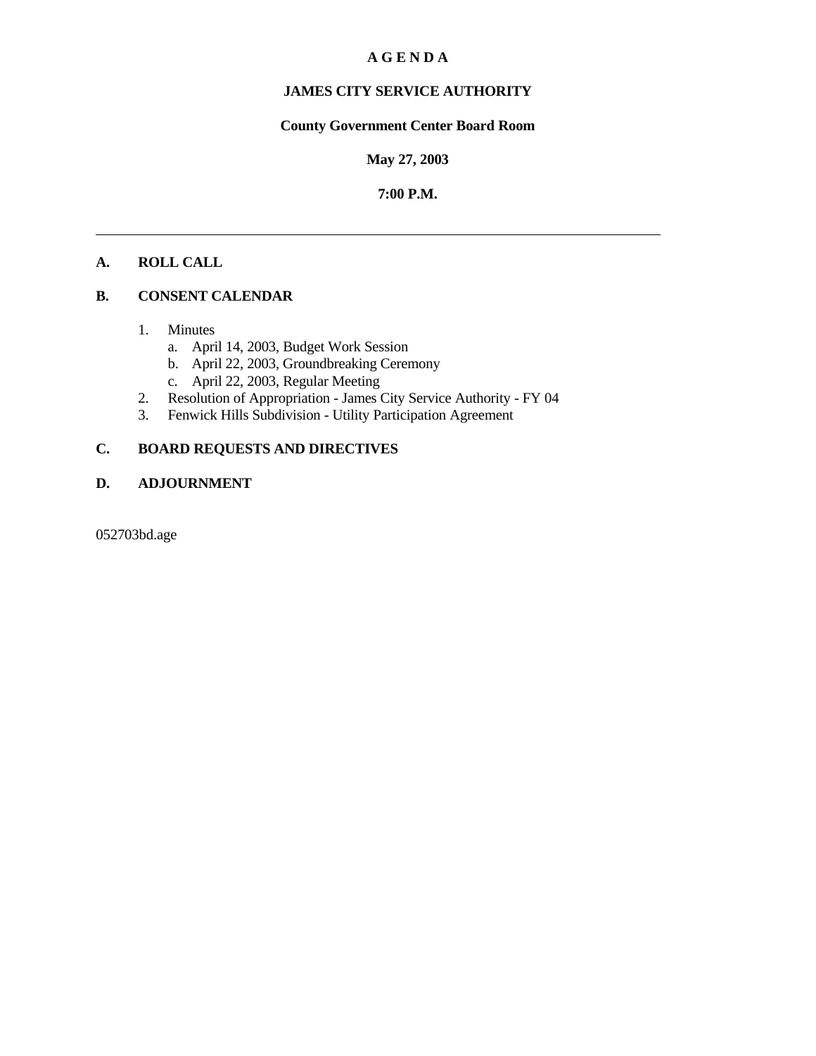# A G E N D A

## JAMES CITY SERVICE AUTHORITY

**County Government Center Board Room**

**May 27, 2003**

**7:00 P.M.**

---

**A. ROLL CALL**

**B. CONSENT CALENDAR**

1. Minutes
   a. April 14, 2003, Budget Work Session
   b. April 22, 2003, Groundbreaking Ceremony
   c. April 22, 2003, Regular Meeting
2. Resolution of Appropriation - James City Service Authority - FY 04
3. Fenwick Hills Subdivision - Utility Participation Agreement

**C. BOARD REQUESTS AND DIRECTIVES**

**D. ADJOURNMENT**

052703bd.age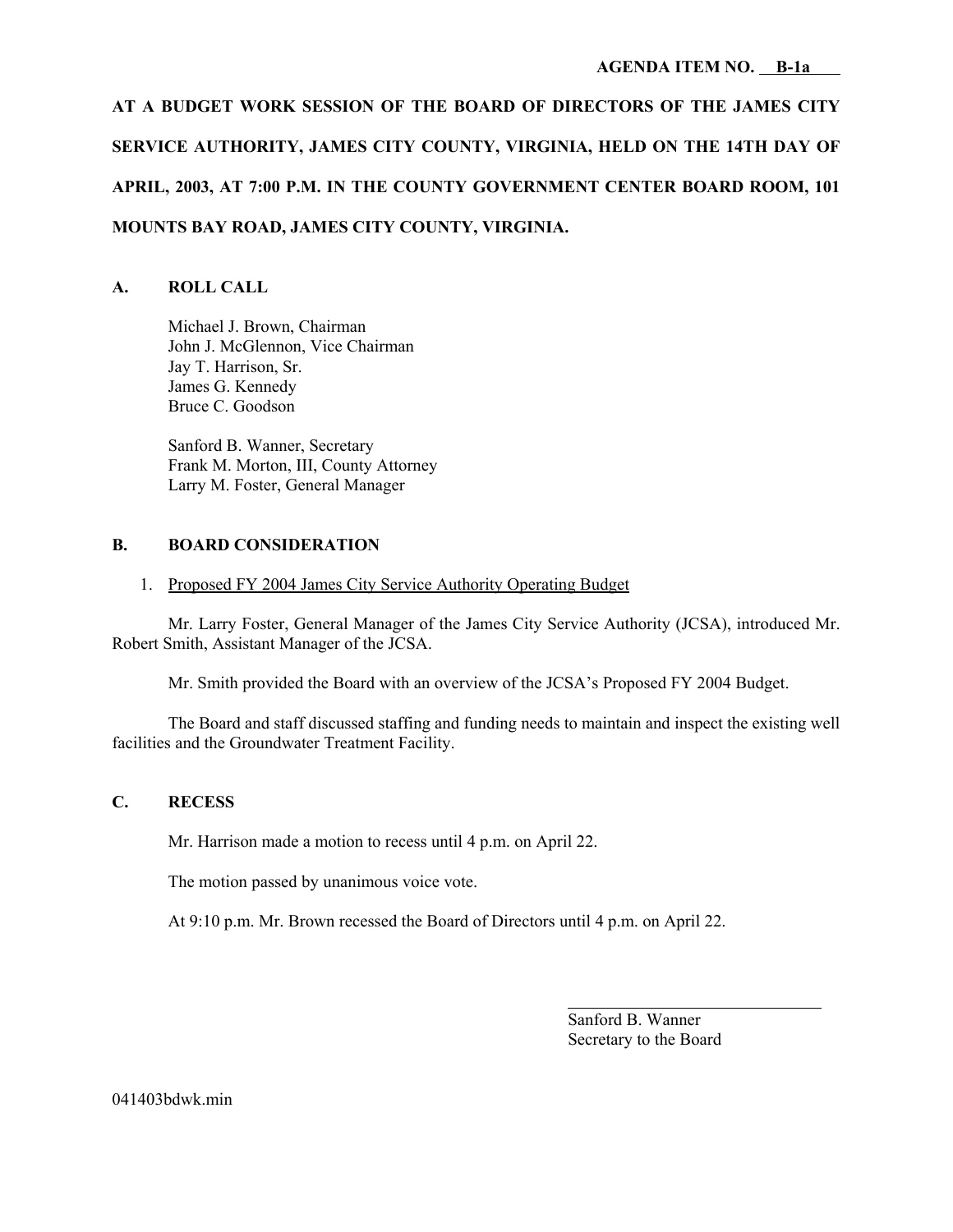**AGENDA ITEM NO. B-1a**

**AT A BUDGET WORK SESSION OF THE BOARD OF DIRECTORS OF THE JAMES CITY SERVICE AUTHORITY, JAMES CITY COUNTY, VIRGINIA, HELD ON THE 14TH DAY OF APRIL, 2003, AT 7:00 P.M. IN THE COUNTY GOVERNMENT CENTER BOARD ROOM, 101 MOUNTS BAY ROAD, JAMES CITY COUNTY, VIRGINIA.**

## A. ROLL CALL

Michael J. Brown, Chairman
John J. McGlennon, Vice Chairman
Jay T. Harrison, Sr.
James G. Kennedy
Bruce C. Goodson

Sanford B. Wanner, Secretary
Frank M. Morton, III, County Attorney
Larry M. Foster, General Manager

## B. BOARD CONSIDERATION

1. Proposed FY 2004 James City Service Authority Operating Budget

Mr. Larry Foster, General Manager of the James City Service Authority (JCSA), introduced Mr. Robert Smith, Assistant Manager of the JCSA.

Mr. Smith provided the Board with an overview of the JCSA's Proposed FY 2004 Budget.

The Board and staff discussed staffing and funding needs to maintain and inspect the existing well facilities and the Groundwater Treatment Facility.

## C. RECESS

Mr. Harrison made a motion to recess until 4 p.m. on April 22.

The motion passed by unanimous voice vote.

At 9:10 p.m. Mr. Brown recessed the Board of Directors until 4 p.m. on April 22.

Sanford B. Wanner
Secretary to the Board

041403bdwk.min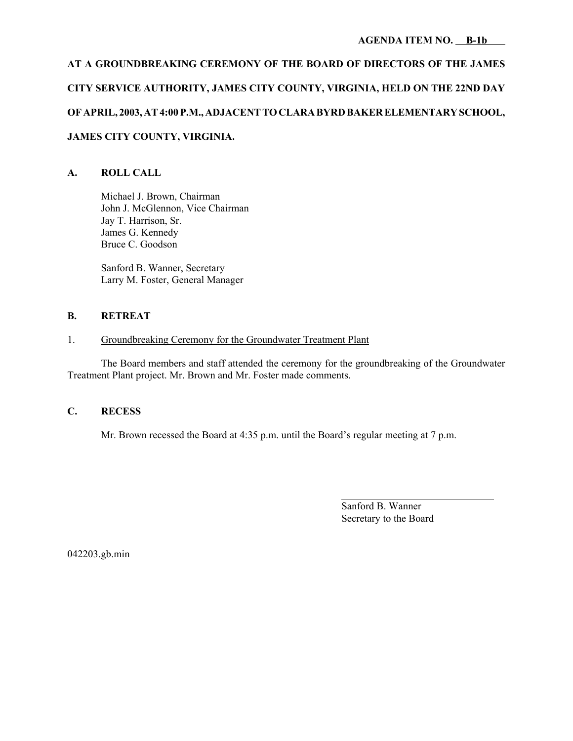**AGENDA ITEM NO. B-1b**

**AT A GROUNDBREAKING CEREMONY OF THE BOARD OF DIRECTORS OF THE JAMES CITY SERVICE AUTHORITY, JAMES CITY COUNTY, VIRGINIA, HELD ON THE 22ND DAY OF APRIL, 2003, AT 4:00 P.M., ADJACENT TO CLARA BYRD BAKER ELEMENTARY SCHOOL, JAMES CITY COUNTY, VIRGINIA.**

## A. ROLL CALL

Michael J. Brown, Chairman
John J. McGlennon, Vice Chairman
Jay T. Harrison, Sr.
James G. Kennedy
Bruce C. Goodson

Sanford B. Wanner, Secretary
Larry M. Foster, General Manager

## B. RETREAT

1. Groundbreaking Ceremony for the Groundwater Treatment Plant

The Board members and staff attended the ceremony for the groundbreaking of the Groundwater Treatment Plant project. Mr. Brown and Mr. Foster made comments.

## C. RECESS

Mr. Brown recessed the Board at 4:35 p.m. until the Board's regular meeting at 7 p.m.

Sanford B. Wanner
Secretary to the Board

042203.gb.min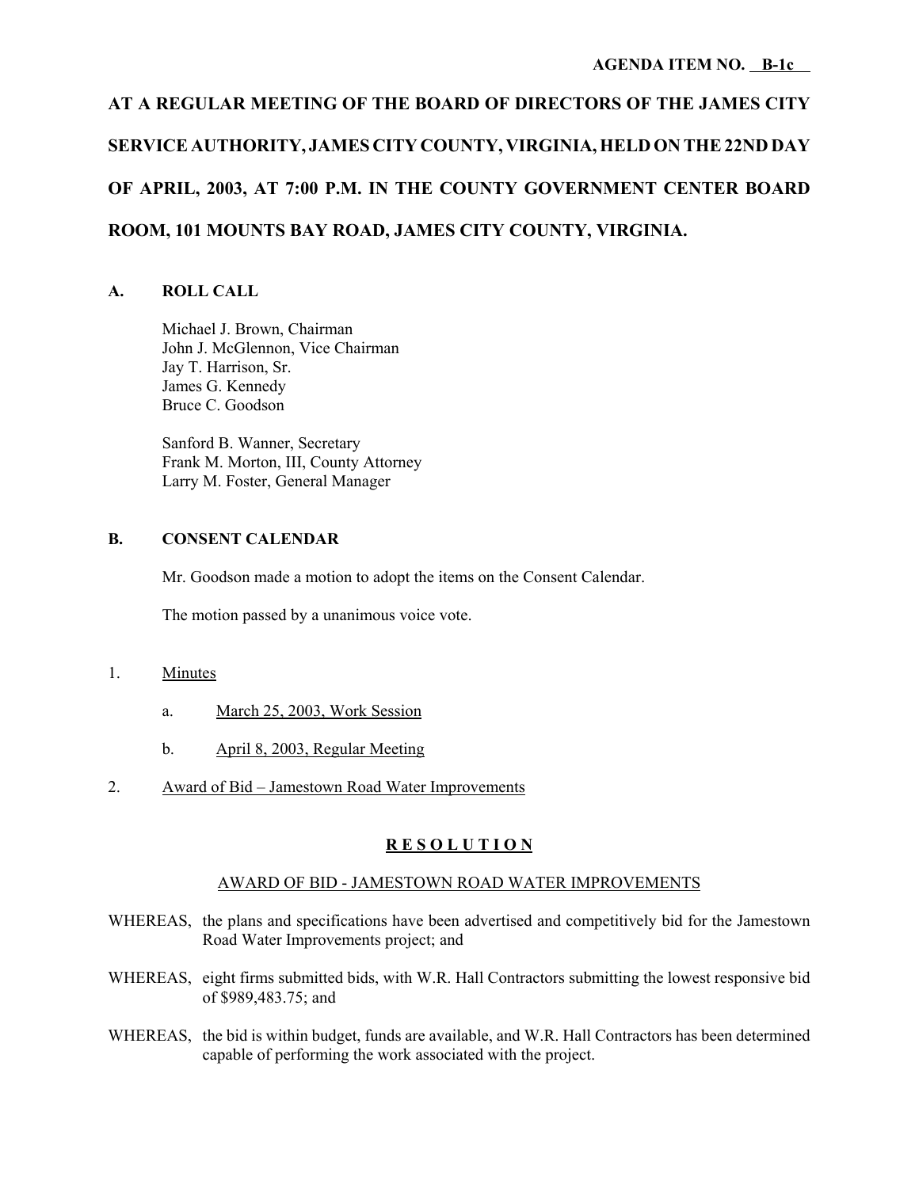**AGENDA ITEM NO. B-1c**

# AT A REGULAR MEETING OF THE BOARD OF DIRECTORS OF THE JAMES CITY SERVICE AUTHORITY, JAMES CITY COUNTY, VIRGINIA, HELD ON THE 22ND DAY OF APRIL, 2003, AT 7:00 P.M. IN THE COUNTY GOVERNMENT CENTER BOARD ROOM, 101 MOUNTS BAY ROAD, JAMES CITY COUNTY, VIRGINIA.

## A. ROLL CALL

Michael J. Brown, Chairman
John J. McGlennon, Vice Chairman
Jay T. Harrison, Sr.
James G. Kennedy
Bruce C. Goodson

Sanford B. Wanner, Secretary
Frank M. Morton, III, County Attorney
Larry M. Foster, General Manager

## B. CONSENT CALENDAR

Mr. Goodson made a motion to adopt the items on the Consent Calendar.

The motion passed by a unanimous voice vote.

1. Minutes
   - a. March 25, 2003, Work Session
   - b. April 8, 2003, Regular Meeting
2. Award of Bid – Jamestown Road Water Improvements

**R E S O L U T I O N**

AWARD OF BID - JAMESTOWN ROAD WATER IMPROVEMENTS

WHEREAS, the plans and specifications have been advertised and competitively bid for the Jamestown Road Water Improvements project; and

WHEREAS, eight firms submitted bids, with W.R. Hall Contractors submitting the lowest responsive bid of $989,483.75; and

WHEREAS, the bid is within budget, funds are available, and W.R. Hall Contractors has been determined capable of performing the work associated with the project.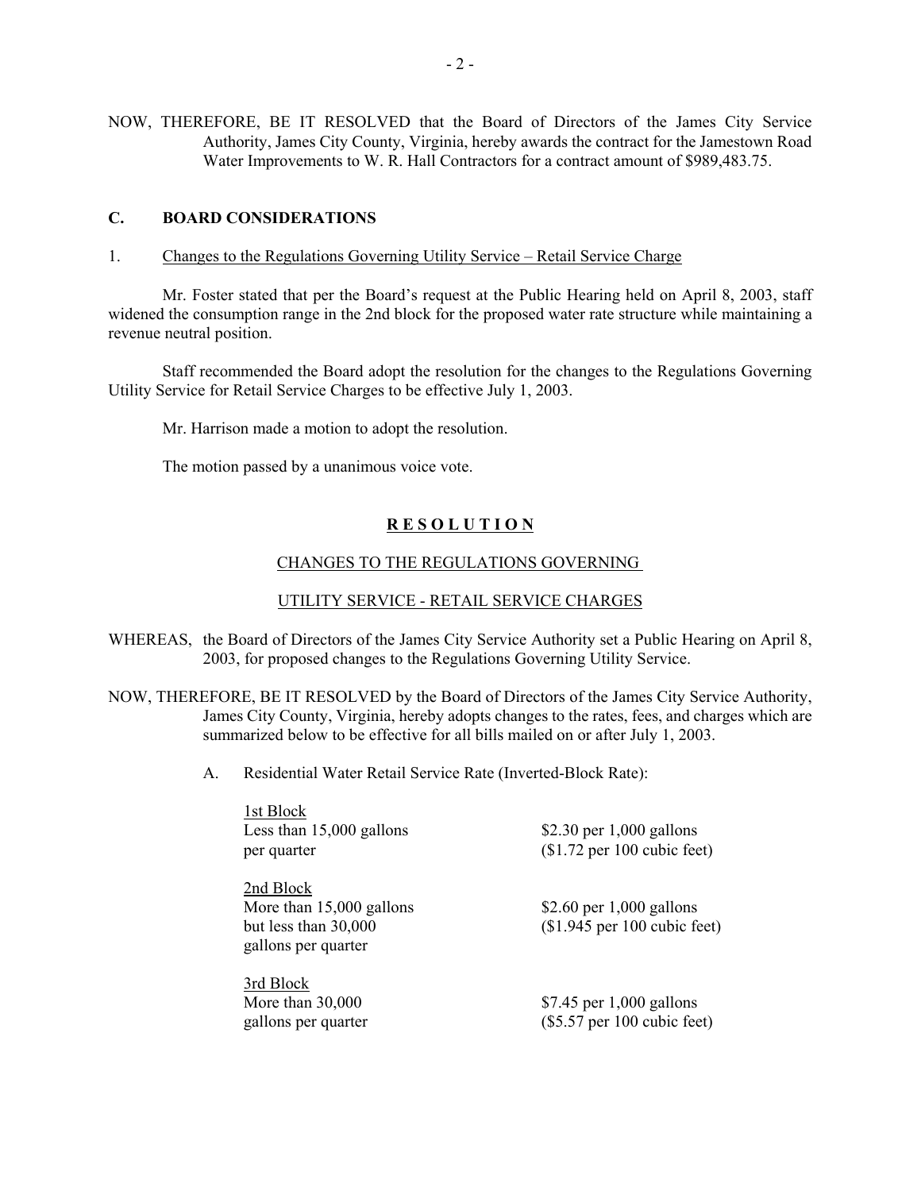NOW, THEREFORE, BE IT RESOLVED that the Board of Directors of the James City Service Authority, James City County, Virginia, hereby awards the contract for the Jamestown Road Water Improvements to W. R. Hall Contractors for a contract amount of $989,483.75.

## C. BOARD CONSIDERATIONS

1. Changes to the Regulations Governing Utility Service – Retail Service Charge

Mr. Foster stated that per the Board's request at the Public Hearing held on April 8, 2003, staff widened the consumption range in the 2nd block for the proposed water rate structure while maintaining a revenue neutral position.

Staff recommended the Board adopt the resolution for the changes to the Regulations Governing Utility Service for Retail Service Charges to be effective July 1, 2003.

Mr. Harrison made a motion to adopt the resolution.

The motion passed by a unanimous voice vote.

**R E S O L U T I O N**

CHANGES TO THE REGULATIONS GOVERNING

UTILITY SERVICE - RETAIL SERVICE CHARGES

WHEREAS, the Board of Directors of the James City Service Authority set a Public Hearing on April 8, 2003, for proposed changes to the Regulations Governing Utility Service.

NOW, THEREFORE, BE IT RESOLVED by the Board of Directors of the James City Service Authority, James City County, Virginia, hereby adopts changes to the rates, fees, and charges which are summarized below to be effective for all bills mailed on or after July 1, 2003.

A. Residential Water Retail Service Rate (Inverted-Block Rate):

1st Block
Less than 15,000 gallons per quarter — $2.30 per 1,000 gallons ($1.72 per 100 cubic feet)

2nd Block
More than 15,000 gallons but less than 30,000 gallons per quarter — $2.60 per 1,000 gallons ($1.945 per 100 cubic feet)

3rd Block
More than 30,000 gallons per quarter — $7.45 per 1,000 gallons ($5.57 per 100 cubic feet)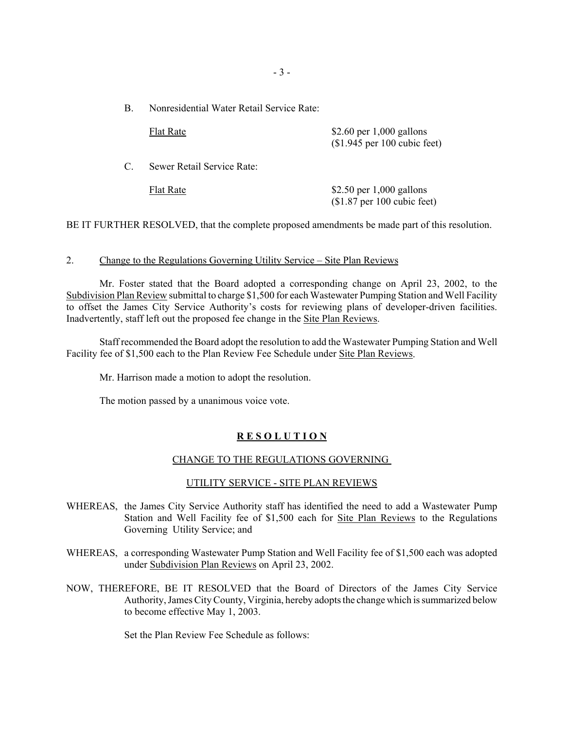B. Nonresidential Water Retail Service Rate:

| | |
|---|---|
| <u>Flat Rate</u> | $2.60 per 1,000 gallons ($1.945 per 100 cubic feet) |

C. Sewer Retail Service Rate:

| | |
|---|---|
| <u>Flat Rate</u> | $2.50 per 1,000 gallons ($1.87 per 100 cubic feet) |

BE IT FURTHER RESOLVED, that the complete proposed amendments be made part of this resolution.

2. <u>Change to the Regulations Governing Utility Service – Site Plan Reviews</u>

Mr. Foster stated that the Board adopted a corresponding change on April 23, 2002, to the <u>Subdivision Plan Review</u> submittal to charge $1,500 for each Wastewater Pumping Station and Well Facility to offset the James City Service Authority's costs for reviewing plans of developer-driven facilities. Inadvertently, staff left out the proposed fee change in the <u>Site Plan Reviews</u>.

Staff recommended the Board adopt the resolution to add the Wastewater Pumping Station and Well Facility fee of $1,500 each to the Plan Review Fee Schedule under <u>Site Plan Reviews</u>.

Mr. Harrison made a motion to adopt the resolution.

The motion passed by a unanimous voice vote.

**<u>R E S O L U T I O N</u>**

<u>CHANGE TO THE REGULATIONS GOVERNING</u>

<u>UTILITY SERVICE - SITE PLAN REVIEWS</u>

WHEREAS, the James City Service Authority staff has identified the need to add a Wastewater Pump Station and Well Facility fee of $1,500 each for <u>Site Plan Reviews</u> to the Regulations Governing Utility Service; and

WHEREAS, a corresponding Wastewater Pump Station and Well Facility fee of $1,500 each was adopted under <u>Subdivision Plan Reviews</u> on April 23, 2002.

NOW, THEREFORE, BE IT RESOLVED that the Board of Directors of the James City Service Authority, James City County, Virginia, hereby adopts the change which is summarized below to become effective May 1, 2003.

Set the Plan Review Fee Schedule as follows: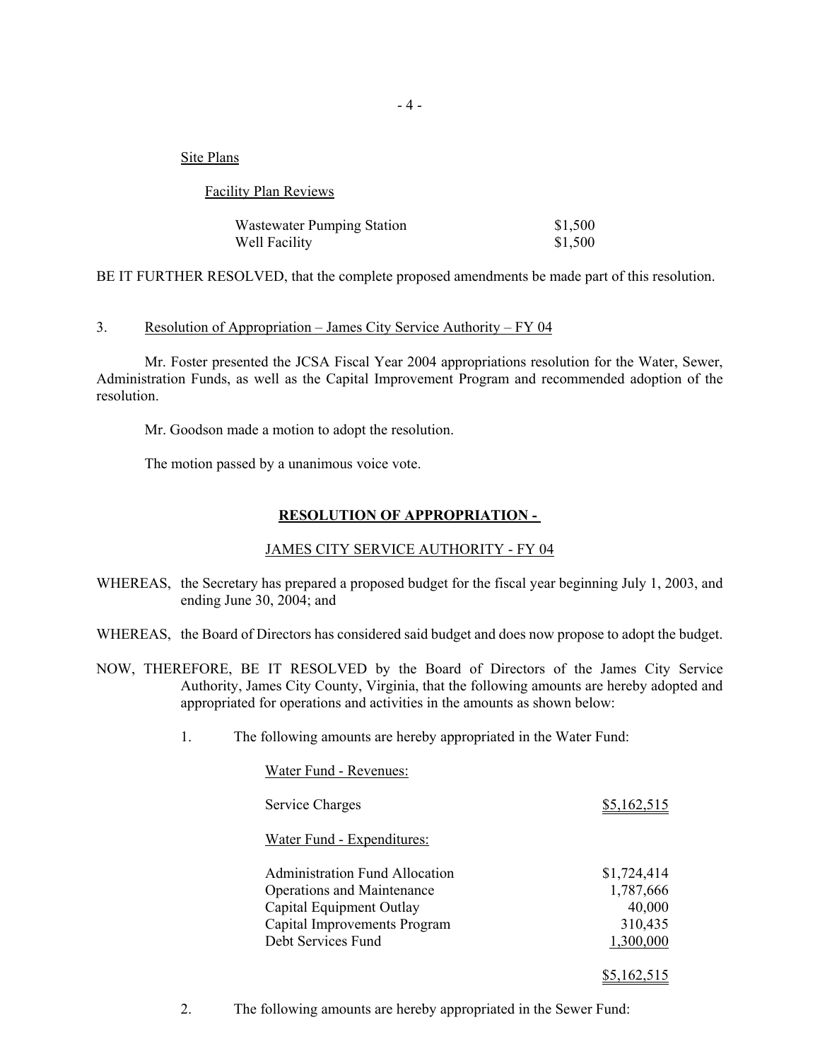Site Plans

Facility Plan Reviews

| | |
|---|---|
| Wastewater Pumping Station | $1,500 |
| Well Facility | $1,500 |

BE IT FURTHER RESOLVED, that the complete proposed amendments be made part of this resolution.

3. Resolution of Appropriation – James City Service Authority – FY 04

Mr. Foster presented the JCSA Fiscal Year 2004 appropriations resolution for the Water, Sewer, Administration Funds, as well as the Capital Improvement Program and recommended adoption of the resolution.

Mr. Goodson made a motion to adopt the resolution.

The motion passed by a unanimous voice vote.

**RESOLUTION OF APPROPRIATION -**

JAMES CITY SERVICE AUTHORITY - FY 04

WHEREAS, the Secretary has prepared a proposed budget for the fiscal year beginning July 1, 2003, and ending June 30, 2004; and

WHEREAS, the Board of Directors has considered said budget and does now propose to adopt the budget.

NOW, THEREFORE, BE IT RESOLVED by the Board of Directors of the James City Service Authority, James City County, Virginia, that the following amounts are hereby adopted and appropriated for operations and activities in the amounts as shown below:

1. The following amounts are hereby appropriated in the Water Fund:

Water Fund - Revenues:

| | |
|---|---|
| Service Charges | $5,162,515 |

Water Fund - Expenditures:

| | |
|---|---|
| Administration Fund Allocation | $1,724,414 |
| Operations and Maintenance | 1,787,666 |
| Capital Equipment Outlay | 40,000 |
| Capital Improvements Program | 310,435 |
| Debt Services Fund | 1,300,000 |
| | $5,162,515 |

2. The following amounts are hereby appropriated in the Sewer Fund: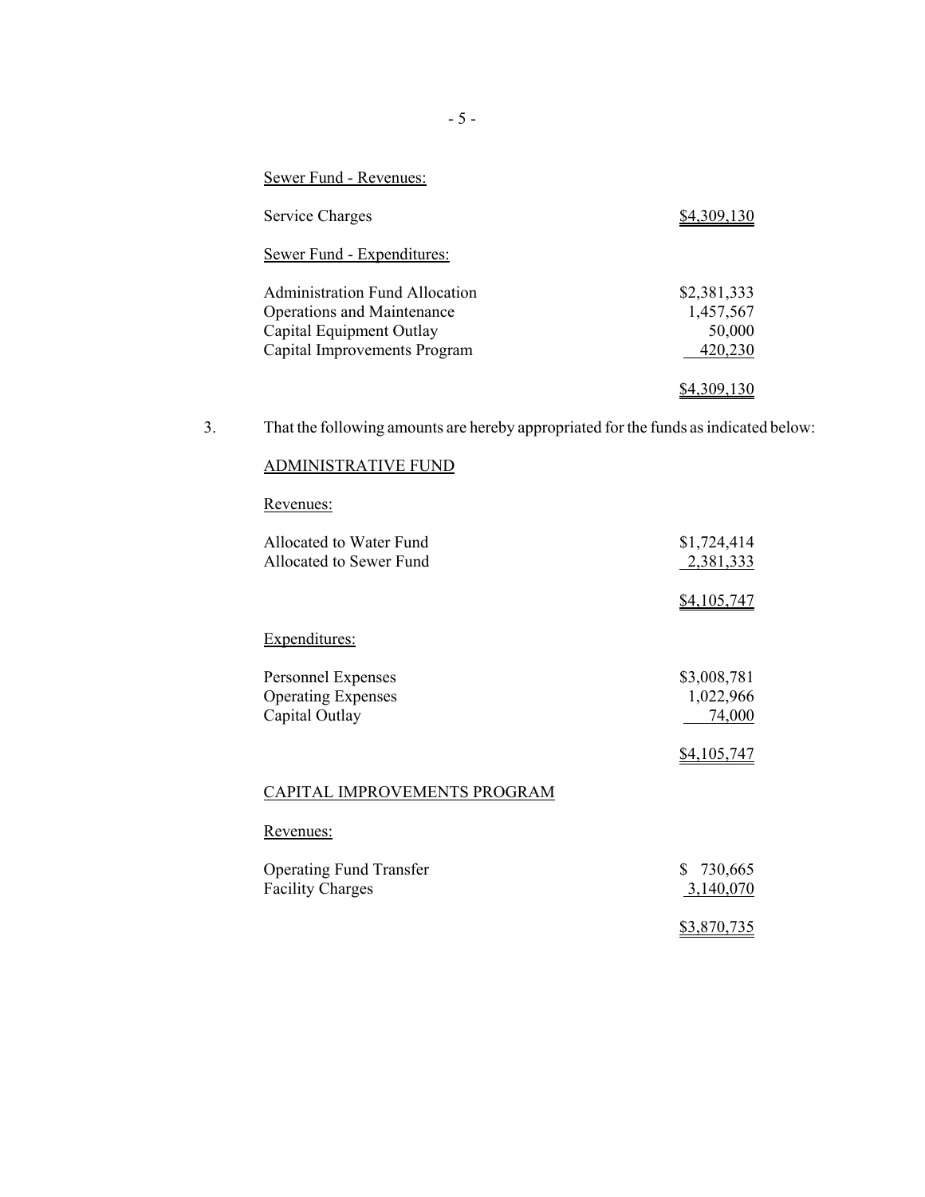Sewer Fund - Revenues:

| | |
|---|---|
| Service Charges | $4,309,130 |

Sewer Fund - Expenditures:

| | |
|---|---|
| Administration Fund Allocation | $2,381,333 |
| Operations and Maintenance | 1,457,567 |
| Capital Equipment Outlay | 50,000 |
| Capital Improvements Program | 420,230 |
| | $4,309,130 |

3. That the following amounts are hereby appropriated for the funds as indicated below:

ADMINISTRATIVE FUND

Revenues:

| | |
|---|---|
| Allocated to Water Fund | $1,724,414 |
| Allocated to Sewer Fund | 2,381,333 |
| | $4,105,747 |

Expenditures:

| | |
|---|---|
| Personnel Expenses | $3,008,781 |
| Operating Expenses | 1,022,966 |
| Capital Outlay | 74,000 |
| | $4,105,747 |

CAPITAL IMPROVEMENTS PROGRAM

Revenues:

| | |
|---|---|
| Operating Fund Transfer | $ 730,665 |
| Facility Charges | 3,140,070 |
| | $3,870,735 |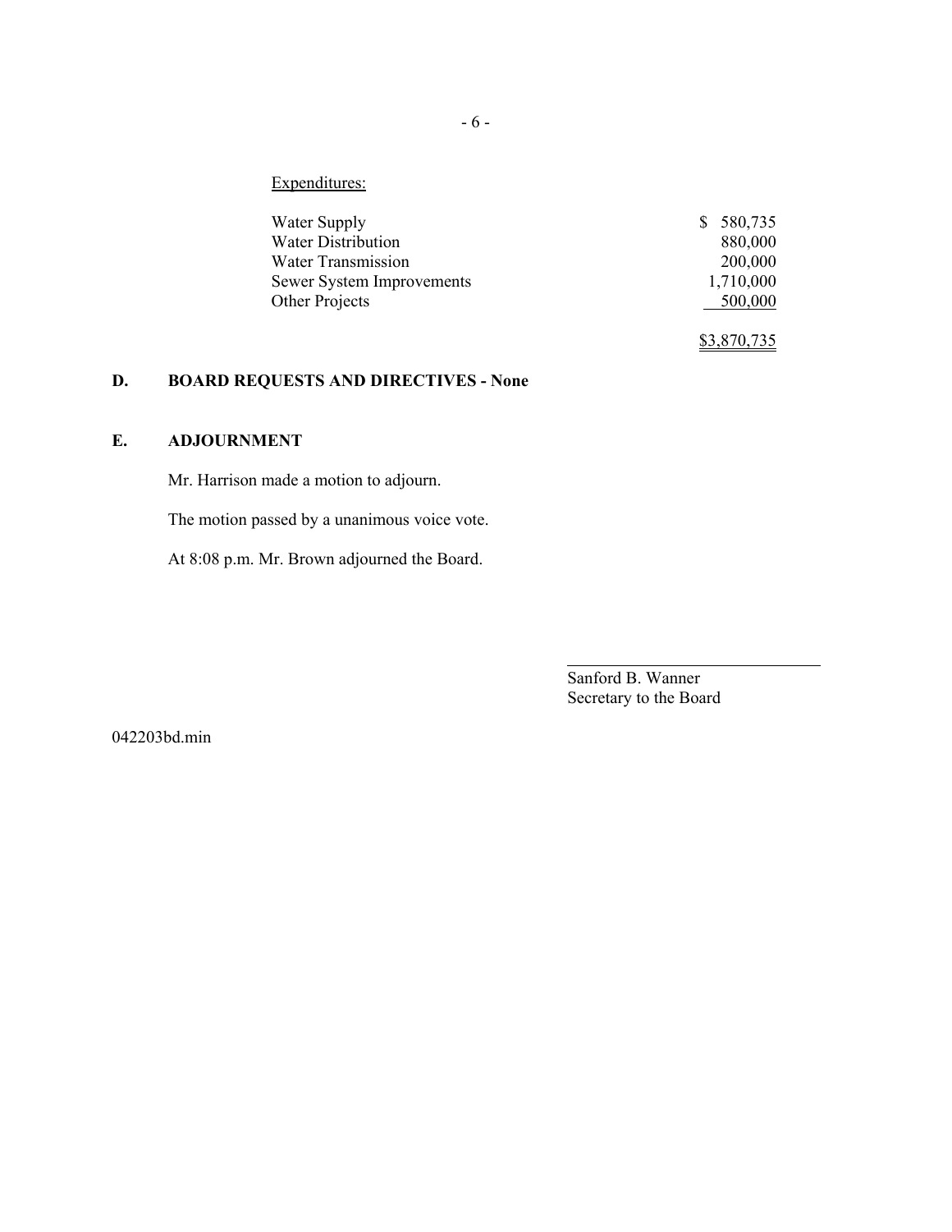Expenditures:

| | |
|---|---|
| Water Supply | $ 580,735 |
| Water Distribution | 880,000 |
| Water Transmission | 200,000 |
| Sewer System Improvements | 1,710,000 |
| Other Projects | 500,000 |
| | $3,870,735 |

## D. BOARD REQUESTS AND DIRECTIVES - None

## E. ADJOURNMENT

Mr. Harrison made a motion to adjourn.

The motion passed by a unanimous voice vote.

At 8:08 p.m. Mr. Brown adjourned the Board.

Sanford B. Wanner
Secretary to the Board

042203bd.min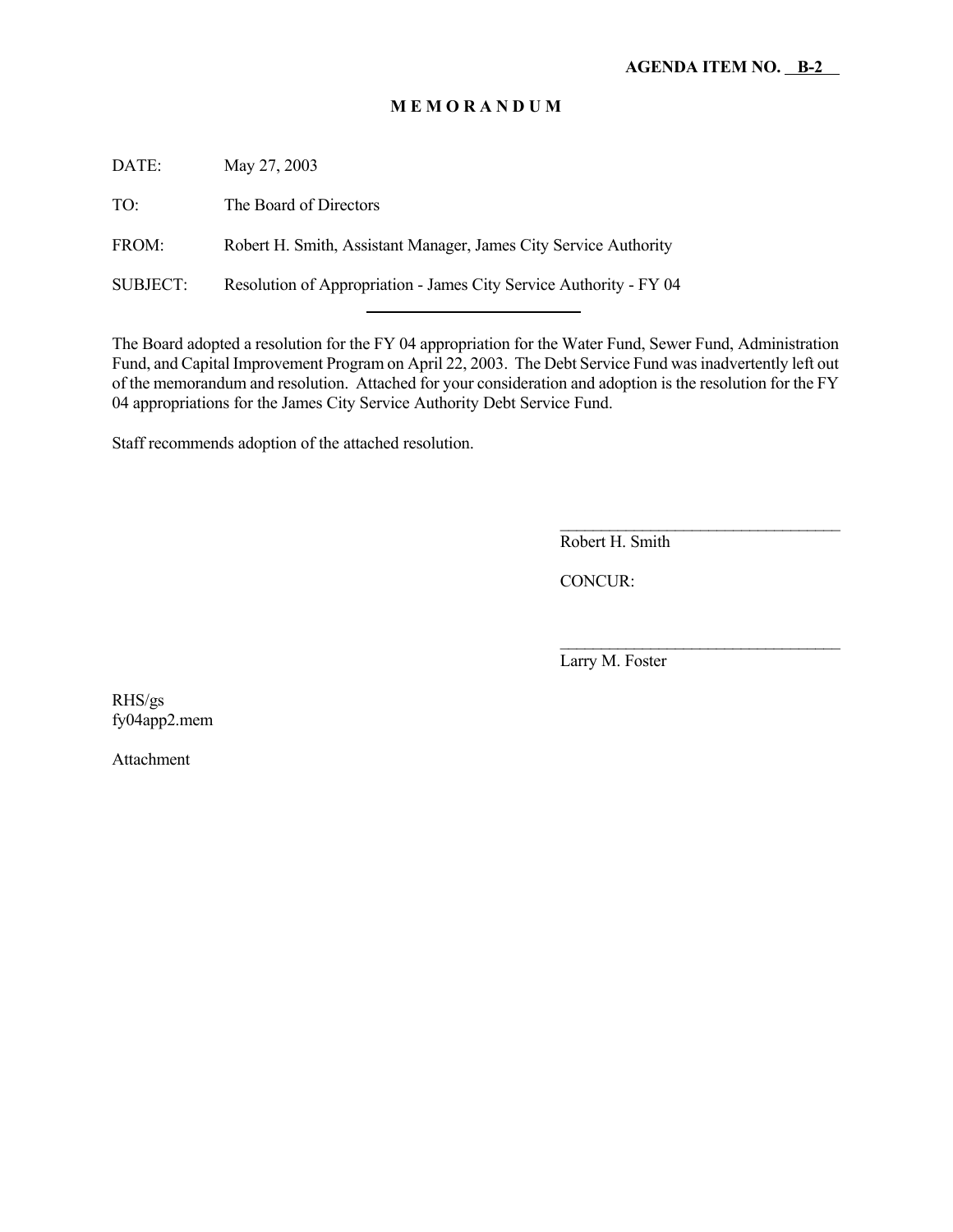**AGENDA ITEM NO. B-2**

**M E M O R A N D U M**

DATE: May 27, 2003

TO: The Board of Directors

FROM: Robert H. Smith, Assistant Manager, James City Service Authority

SUBJECT: Resolution of Appropriation - James City Service Authority - FY 04

---

The Board adopted a resolution for the FY 04 appropriation for the Water Fund, Sewer Fund, Administration Fund, and Capital Improvement Program on April 22, 2003. The Debt Service Fund was inadvertently left out of the memorandum and resolution. Attached for your consideration and adoption is the resolution for the FY 04 appropriations for the James City Service Authority Debt Service Fund.

Staff recommends adoption of the attached resolution.

\_\_\_\_\_\_\_\_\_\_\_\_\_\_\_\_\_\_\_\_\_\_\_\_\_\_\_\_\_\_\_\_\_\_\_\_

Robert H. Smith

CONCUR:

\_\_\_\_\_\_\_\_\_\_\_\_\_\_\_\_\_\_\_\_\_\_\_\_\_\_\_\_\_\_\_\_\_\_\_\_

Larry M. Foster

RHS/gs
fy04app2.mem

Attachment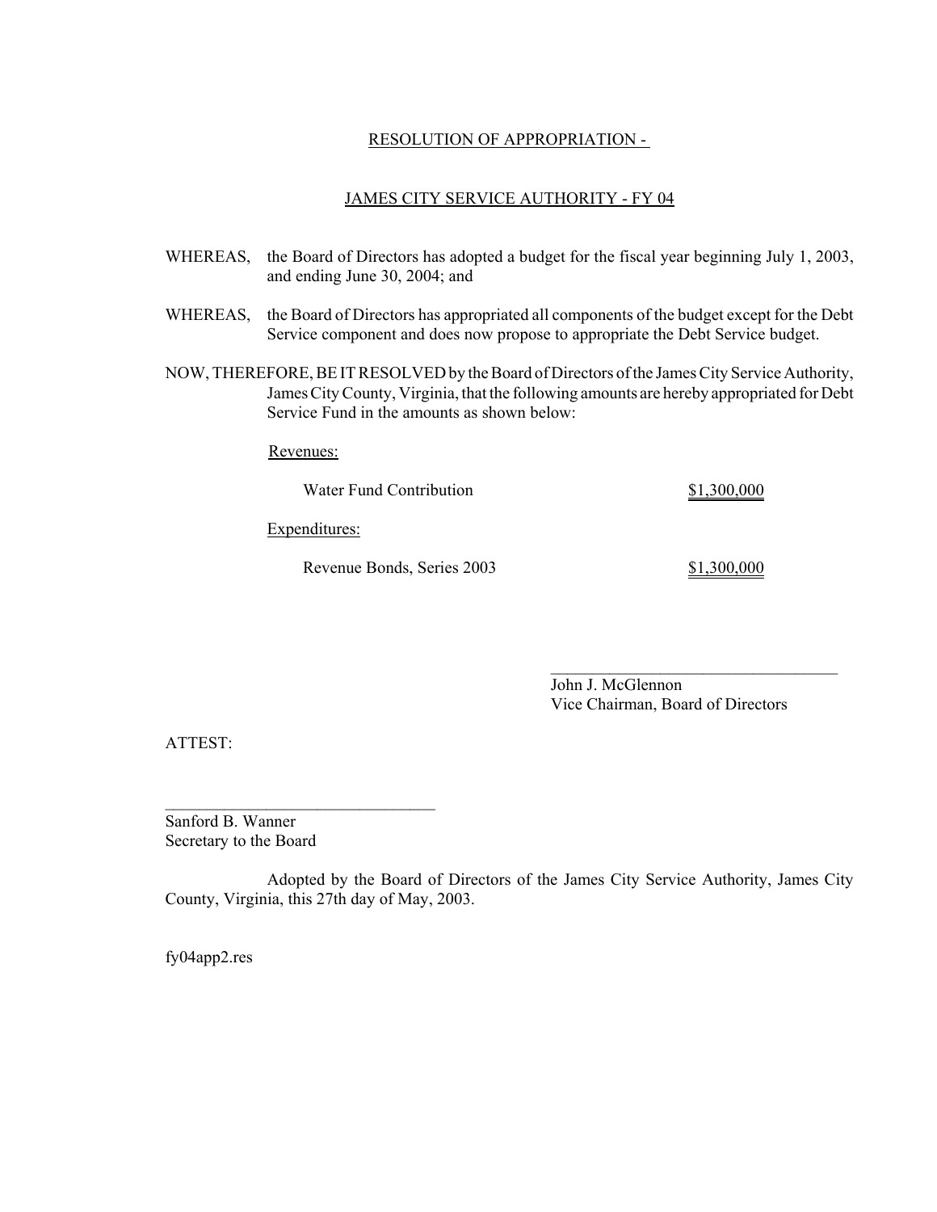RESOLUTION OF APPROPRIATION -

JAMES CITY SERVICE AUTHORITY - FY 04

WHEREAS, the Board of Directors has adopted a budget for the fiscal year beginning July 1, 2003, and ending June 30, 2004; and

WHEREAS, the Board of Directors has appropriated all components of the budget except for the Debt Service component and does now propose to appropriate the Debt Service budget.

NOW, THEREFORE, BE IT RESOLVED by the Board of Directors of the James City Service Authority, James City County, Virginia, that the following amounts are hereby appropriated for Debt Service Fund in the amounts as shown below:

Revenues:

| | |
|---|---|
| Water Fund Contribution | $1,300,000 |

Expenditures:

| | |
|---|---|
| Revenue Bonds, Series 2003 | $1,300,000 |

\_\_\_\_\_\_\_\_\_\_\_\_\_\_\_\_\_\_\_\_\_\_\_\_\_\_\_\_\_\_\_\_\_\_
John J. McGlennon
Vice Chairman, Board of Directors

ATTEST:

\_\_\_\_\_\_\_\_\_\_\_\_\_\_\_\_\_\_\_\_\_\_\_\_\_\_\_\_\_\_\_\_\_\_
Sanford B. Wanner
Secretary to the Board

Adopted by the Board of Directors of the James City Service Authority, James City County, Virginia, this 27th day of May, 2003.

fy04app2.res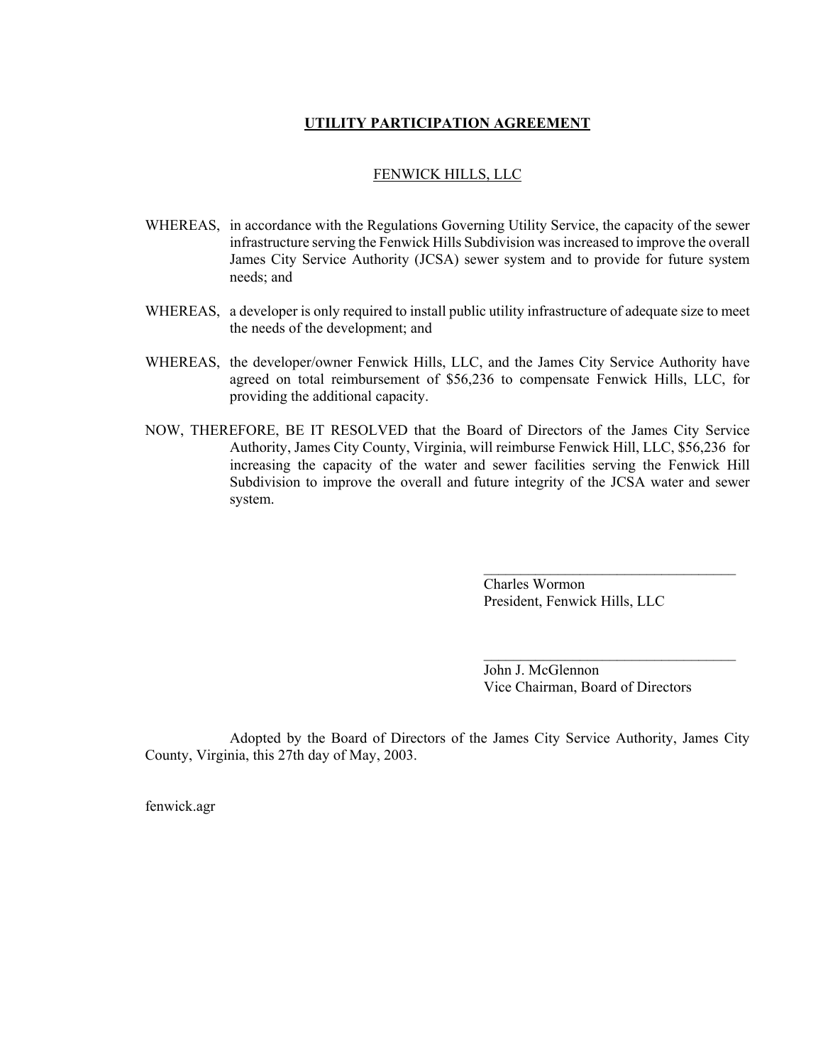# **UTILITY PARTICIPATION AGREEMENT**

## FENWICK HILLS, LLC

WHEREAS, in accordance with the Regulations Governing Utility Service, the capacity of the sewer infrastructure serving the Fenwick Hills Subdivision was increased to improve the overall James City Service Authority (JCSA) sewer system and to provide for future system needs; and

WHEREAS, a developer is only required to install public utility infrastructure of adequate size to meet the needs of the development; and

WHEREAS, the developer/owner Fenwick Hills, LLC, and the James City Service Authority have agreed on total reimbursement of $56,236 to compensate Fenwick Hills, LLC, for providing the additional capacity.

NOW, THEREFORE, BE IT RESOLVED that the Board of Directors of the James City Service Authority, James City County, Virginia, will reimburse Fenwick Hill, LLC, $56,236 for increasing the capacity of the water and sewer facilities serving the Fenwick Hill Subdivision to improve the overall and future integrity of the JCSA water and sewer system.

\_\_\_\_\_\_\_\_\_\_\_\_\_\_\_\_\_\_\_\_\_\_\_\_\_\_\_\_\_\_\_\_\_\_\_\_
Charles Wormon
President, Fenwick Hills, LLC

\_\_\_\_\_\_\_\_\_\_\_\_\_\_\_\_\_\_\_\_\_\_\_\_\_\_\_\_\_\_\_\_\_\_\_\_
John J. McGlennon
Vice Chairman, Board of Directors

Adopted by the Board of Directors of the James City Service Authority, James City County, Virginia, this 27th day of May, 2003.

fenwick.agr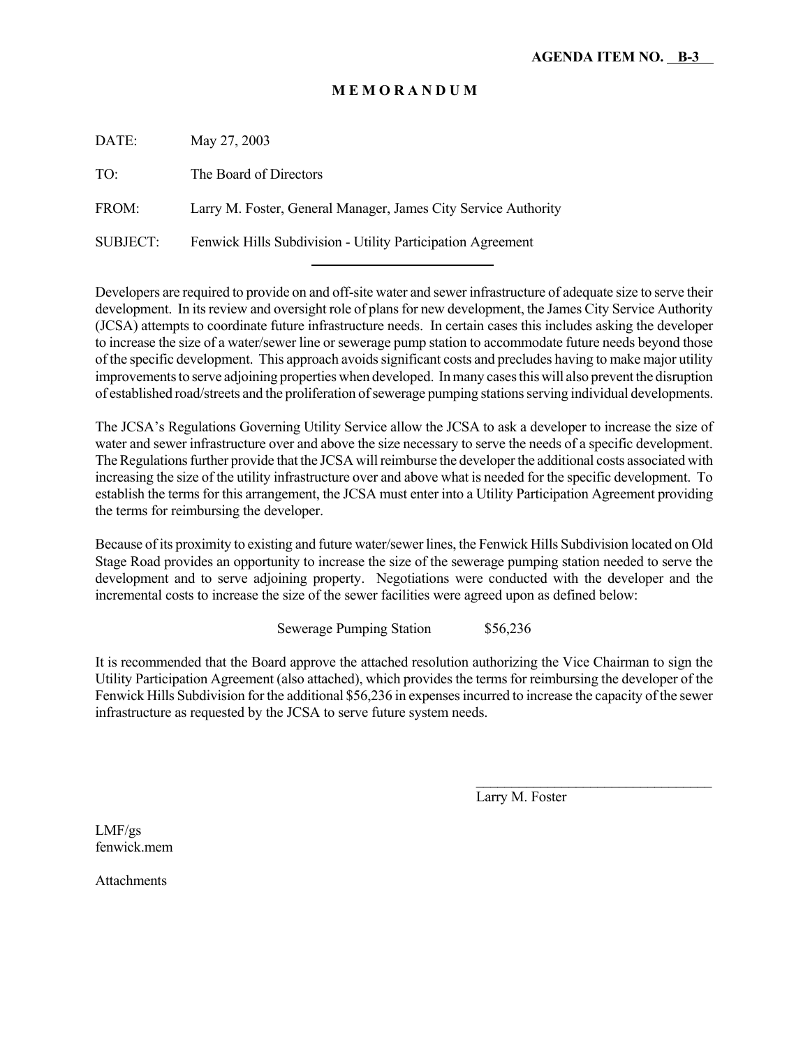**AGENDA ITEM NO. B-3**

**M E M O R A N D U M**

DATE: May 27, 2003

TO: The Board of Directors

FROM: Larry M. Foster, General Manager, James City Service Authority

SUBJECT: Fenwick Hills Subdivision - Utility Participation Agreement

---

Developers are required to provide on and off-site water and sewer infrastructure of adequate size to serve their development. In its review and oversight role of plans for new development, the James City Service Authority (JCSA) attempts to coordinate future infrastructure needs. In certain cases this includes asking the developer to increase the size of a water/sewer line or sewerage pump station to accommodate future needs beyond those of the specific development. This approach avoids significant costs and precludes having to make major utility improvements to serve adjoining properties when developed. In many cases this will also prevent the disruption of established road/streets and the proliferation of sewerage pumping stations serving individual developments.

The JCSA's Regulations Governing Utility Service allow the JCSA to ask a developer to increase the size of water and sewer infrastructure over and above the size necessary to serve the needs of a specific development. The Regulations further provide that the JCSA will reimburse the developer the additional costs associated with increasing the size of the utility infrastructure over and above what is needed for the specific development. To establish the terms for this arrangement, the JCSA must enter into a Utility Participation Agreement providing the terms for reimbursing the developer.

Because of its proximity to existing and future water/sewer lines, the Fenwick Hills Subdivision located on Old Stage Road provides an opportunity to increase the size of the sewerage pumping station needed to serve the development and to serve adjoining property. Negotiations were conducted with the developer and the incremental costs to increase the size of the sewer facilities were agreed upon as defined below:

Sewerage Pumping Station $56,236

It is recommended that the Board approve the attached resolution authorizing the Vice Chairman to sign the Utility Participation Agreement (also attached), which provides the terms for reimbursing the developer of the Fenwick Hills Subdivision for the additional $56,236 in expenses incurred to increase the capacity of the sewer infrastructure as requested by the JCSA to serve future system needs.

\_\_\_\_\_\_\_\_\_\_\_\_\_\_\_\_\_\_\_\_\_\_\_\_\_\_\_\_\_\_\_\_\_\_

Larry M. Foster

LMF/gs
fenwick.mem

Attachments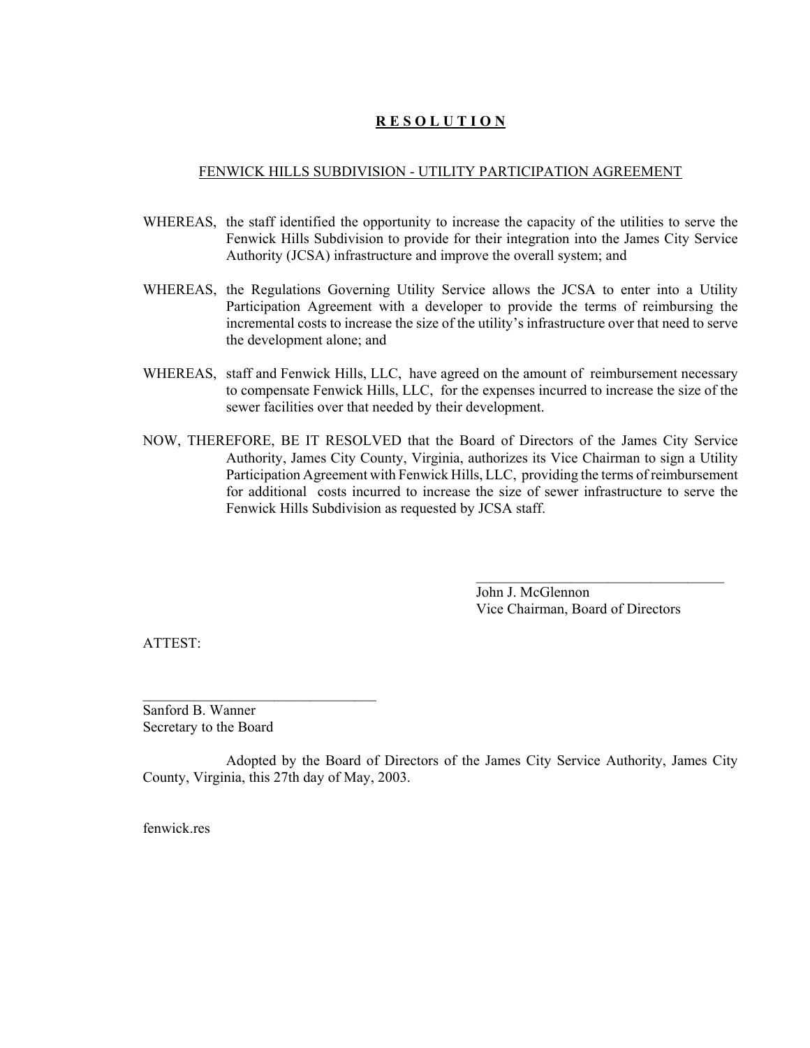# R E S O L U T I O N

## FENWICK HILLS SUBDIVISION - UTILITY PARTICIPATION AGREEMENT

WHEREAS, the staff identified the opportunity to increase the capacity of the utilities to serve the Fenwick Hills Subdivision to provide for their integration into the James City Service Authority (JCSA) infrastructure and improve the overall system; and

WHEREAS, the Regulations Governing Utility Service allows the JCSA to enter into a Utility Participation Agreement with a developer to provide the terms of reimbursing the incremental costs to increase the size of the utility's infrastructure over that need to serve the development alone; and

WHEREAS, staff and Fenwick Hills, LLC, have agreed on the amount of reimbursement necessary to compensate Fenwick Hills, LLC, for the expenses incurred to increase the size of the sewer facilities over that needed by their development.

NOW, THEREFORE, BE IT RESOLVED that the Board of Directors of the James City Service Authority, James City County, Virginia, authorizes its Vice Chairman to sign a Utility Participation Agreement with Fenwick Hills, LLC, providing the terms of reimbursement for additional costs incurred to increase the size of sewer infrastructure to serve the Fenwick Hills Subdivision as requested by JCSA staff.

\_\_\_\_\_\_\_\_\_\_\_\_\_\_\_\_\_\_\_\_\_\_\_\_\_\_\_\_\_\_\_\_\_\_\_
John J. McGlennon
Vice Chairman, Board of Directors

ATTEST:

\_\_\_\_\_\_\_\_\_\_\_\_\_\_\_\_\_\_\_\_\_\_\_\_\_\_\_\_\_\_\_\_\_\_\_
Sanford B. Wanner
Secretary to the Board

Adopted by the Board of Directors of the James City Service Authority, James City County, Virginia, this 27th day of May, 2003.

fenwick.res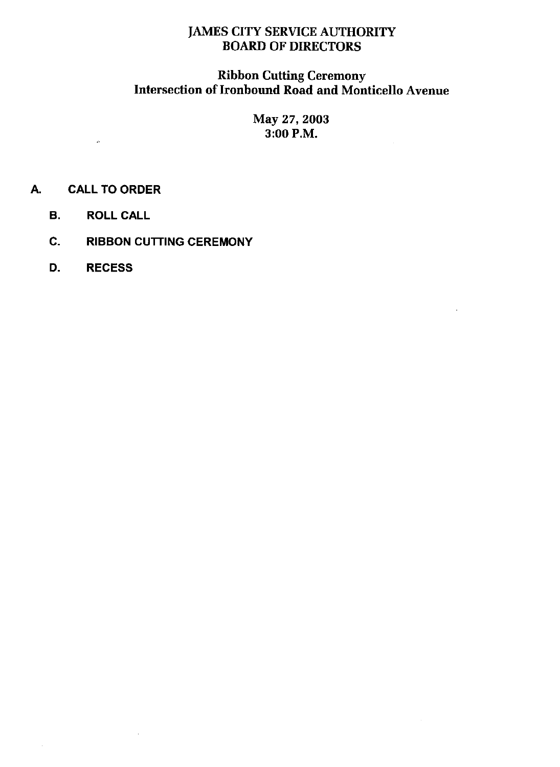# JAMES CITY SERVICE AUTHORITY
# BOARD OF DIRECTORS

## Ribbon Cutting Ceremony
## Intersection of Ironbound Road and Monticello Avenue

May 27, 2003
3:00 P.M.

**A. CALL TO ORDER**

**B. ROLL CALL**

**C. RIBBON CUTTING CEREMONY**

**D. RECESS**